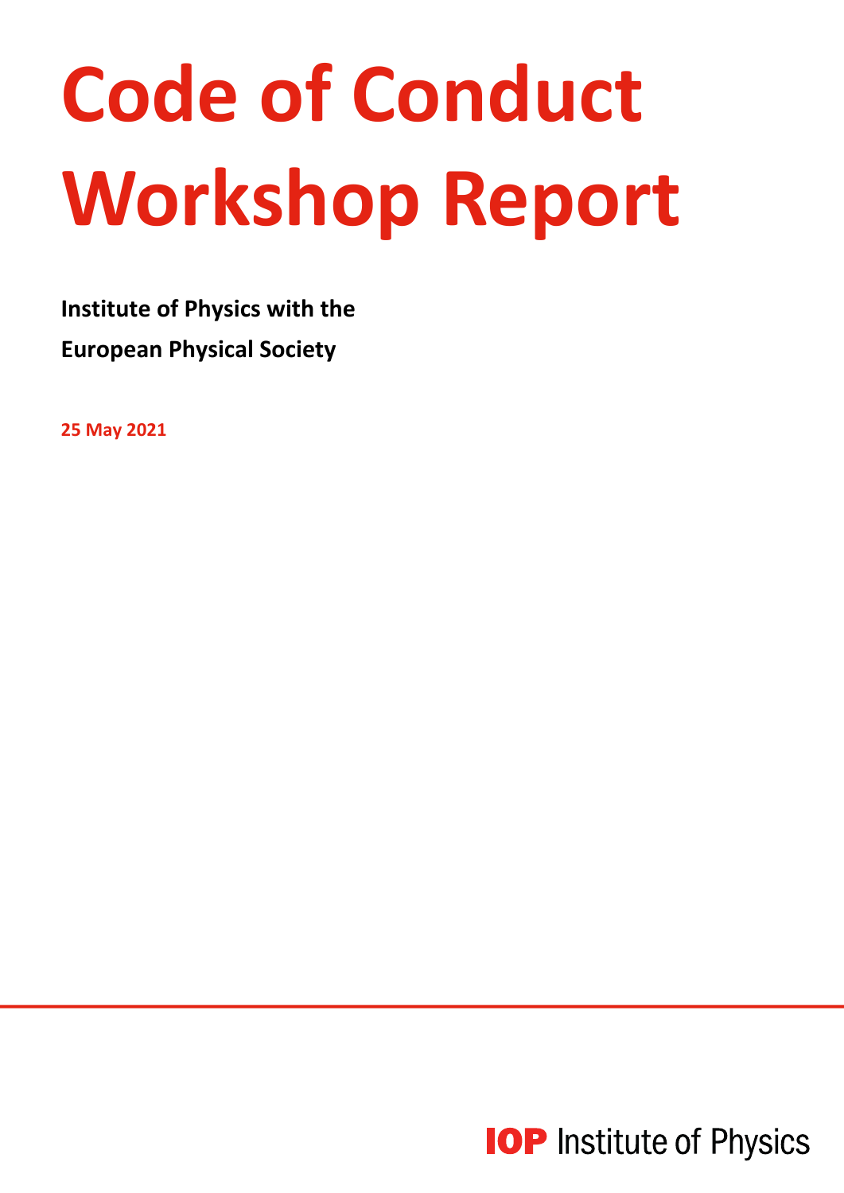# Code of Conduct Workshop Report

**Institute of Physics with the**

**European Physical Society**

**25 May 2021**

IOP Institute of Physics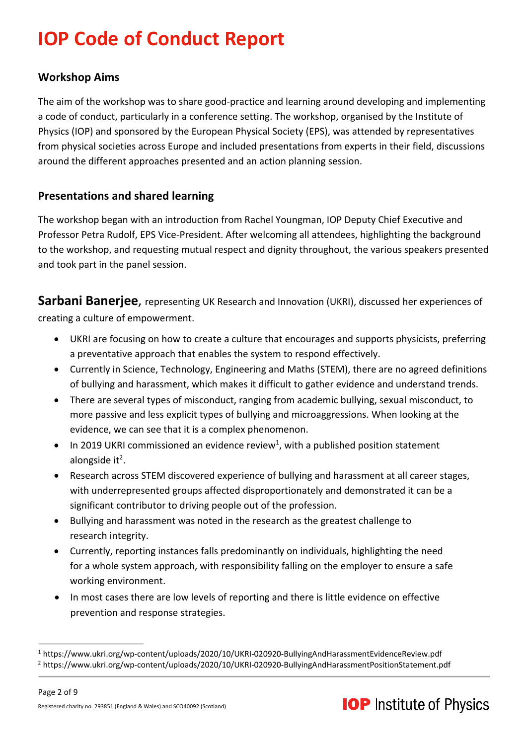# IOP Code of Conduct Report

## Workshop Aims

The aim of the workshop was to share good-practice and learning around developing and implementing a code of conduct, particularly in a conference setting. The workshop, organised by the Institute of Physics (IOP) and sponsored by the European Physical Society (EPS), was attended by representatives from physical societies across Europe and included presentations from experts in their field, discussions around the different approaches presented and an action planning session.

## Presentations and shared learning

The workshop began with an introduction from Rachel Youngman, IOP Deputy Chief Executive and Professor Petra Rudolf, EPS Vice-President. After welcoming all attendees, highlighting the background to the workshop, and requesting mutual respect and dignity throughout, the various speakers presented and took part in the panel session.

**Sarbani Banerjee**, representing UK Research and Innovation (UKRI), discussed her experiences of creating a culture of empowerment.

- UKRI are focusing on how to create a culture that encourages and supports physicists, preferring a preventative approach that enables the system to respond effectively.
- Currently in Science, Technology, Engineering and Maths (STEM), there are no agreed definitions of bullying and harassment, which makes it difficult to gather evidence and understand trends.
- There are several types of misconduct, ranging from academic bullying, sexual misconduct, to more passive and less explicit types of bullying and microaggressions. When looking at the evidence, we can see that it is a complex phenomenon.
- In 2019 UKRI commissioned an evidence review[1], with a published position statement alongside it[2].
- Research across STEM discovered experience of bullying and harassment at all career stages, with underrepresented groups affected disproportionately and demonstrated it can be a significant contributor to driving people out of the profession.
- Bullying and harassment was noted in the research as the greatest challenge to research integrity.
- Currently, reporting instances falls predominantly on individuals, highlighting the need for a whole system approach, with responsibility falling on the employer to ensure a safe working environment.
- In most cases there are low levels of reporting and there is little evidence on effective prevention and response strategies.

[1] https://www.ukri.org/wp-content/uploads/2020/10/UKRI-020920-BullyingAndHarassmentEvidenceReview.pdf

[2] https://www.ukri.org/wp-content/uploads/2020/10/UKRI-020920-BullyingAndHarassmentPositionStatement.pdf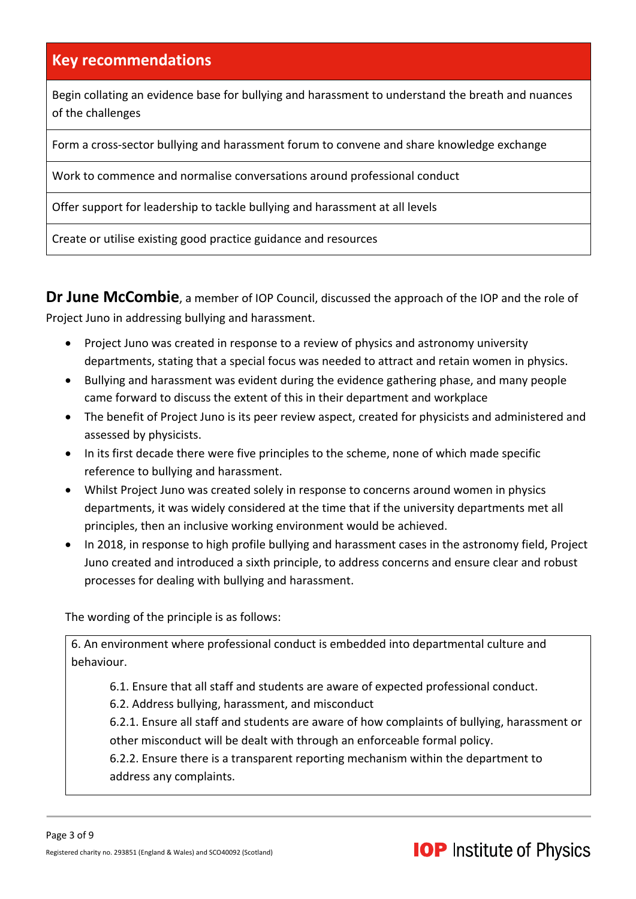| Key recommendations |
| --- |
| Begin collating an evidence base for bullying and harassment to understand the breath and nuances of the challenges |
| Form a cross-sector bullying and harassment forum to convene and share knowledge exchange |
| Work to commence and normalise conversations around professional conduct |
| Offer support for leadership to tackle bullying and harassment at all levels |
| Create or utilise existing good practice guidance and resources |

**Dr June McCombie**, a member of IOP Council, discussed the approach of the IOP and the role of Project Juno in addressing bullying and harassment.

- Project Juno was created in response to a review of physics and astronomy university departments, stating that a special focus was needed to attract and retain women in physics.
- Bullying and harassment was evident during the evidence gathering phase, and many people came forward to discuss the extent of this in their department and workplace
- The benefit of Project Juno is its peer review aspect, created for physicists and administered and assessed by physicists.
- In its first decade there were five principles to the scheme, none of which made specific reference to bullying and harassment.
- Whilst Project Juno was created solely in response to concerns around women in physics departments, it was widely considered at the time that if the university departments met all principles, then an inclusive working environment would be achieved.
- In 2018, in response to high profile bullying and harassment cases in the astronomy field, Project Juno created and introduced a sixth principle, to address concerns and ensure clear and robust processes for dealing with bullying and harassment.

The wording of the principle is as follows:

> 6. An environment where professional conduct is embedded into departmental culture and behaviour.
>
> 6.1. Ensure that all staff and students are aware of expected professional conduct.
> 6.2. Address bullying, harassment, and misconduct
> 6.2.1. Ensure all staff and students are aware of how complaints of bullying, harassment or other misconduct will be dealt with through an enforceable formal policy.
> 6.2.2. Ensure there is a transparent reporting mechanism within the department to address any complaints.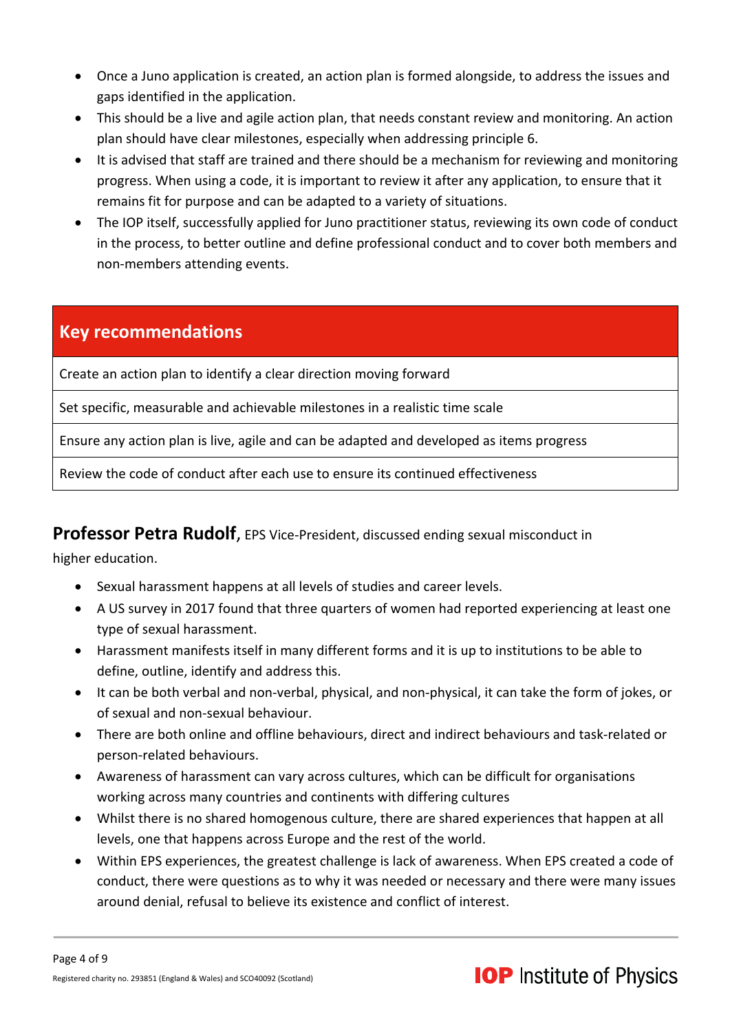- Once a Juno application is created, an action plan is formed alongside, to address the issues and gaps identified in the application.
- This should be a live and agile action plan, that needs constant review and monitoring. An action plan should have clear milestones, especially when addressing principle 6.
- It is advised that staff are trained and there should be a mechanism for reviewing and monitoring progress. When using a code, it is important to review it after any application, to ensure that it remains fit for purpose and can be adapted to a variety of situations.
- The IOP itself, successfully applied for Juno practitioner status, reviewing its own code of conduct in the process, to better outline and define professional conduct and to cover both members and non-members attending events.

| Key recommendations |
| --- |
| Create an action plan to identify a clear direction moving forward |
| Set specific, measurable and achievable milestones in a realistic time scale |
| Ensure any action plan is live, agile and can be adapted and developed as items progress |
| Review the code of conduct after each use to ensure its continued effectiveness |

**Professor Petra Rudolf**, EPS Vice-President, discussed ending sexual misconduct in higher education.

- Sexual harassment happens at all levels of studies and career levels.
- A US survey in 2017 found that three quarters of women had reported experiencing at least one type of sexual harassment.
- Harassment manifests itself in many different forms and it is up to institutions to be able to define, outline, identify and address this.
- It can be both verbal and non-verbal, physical, and non-physical, it can take the form of jokes, or of sexual and non-sexual behaviour.
- There are both online and offline behaviours, direct and indirect behaviours and task-related or person-related behaviours.
- Awareness of harassment can vary across cultures, which can be difficult for organisations working across many countries and continents with differing cultures
- Whilst there is no shared homogenous culture, there are shared experiences that happen at all levels, one that happens across Europe and the rest of the world.
- Within EPS experiences, the greatest challenge is lack of awareness. When EPS created a code of conduct, there were questions as to why it was needed or necessary and there were many issues around denial, refusal to believe its existence and conflict of interest.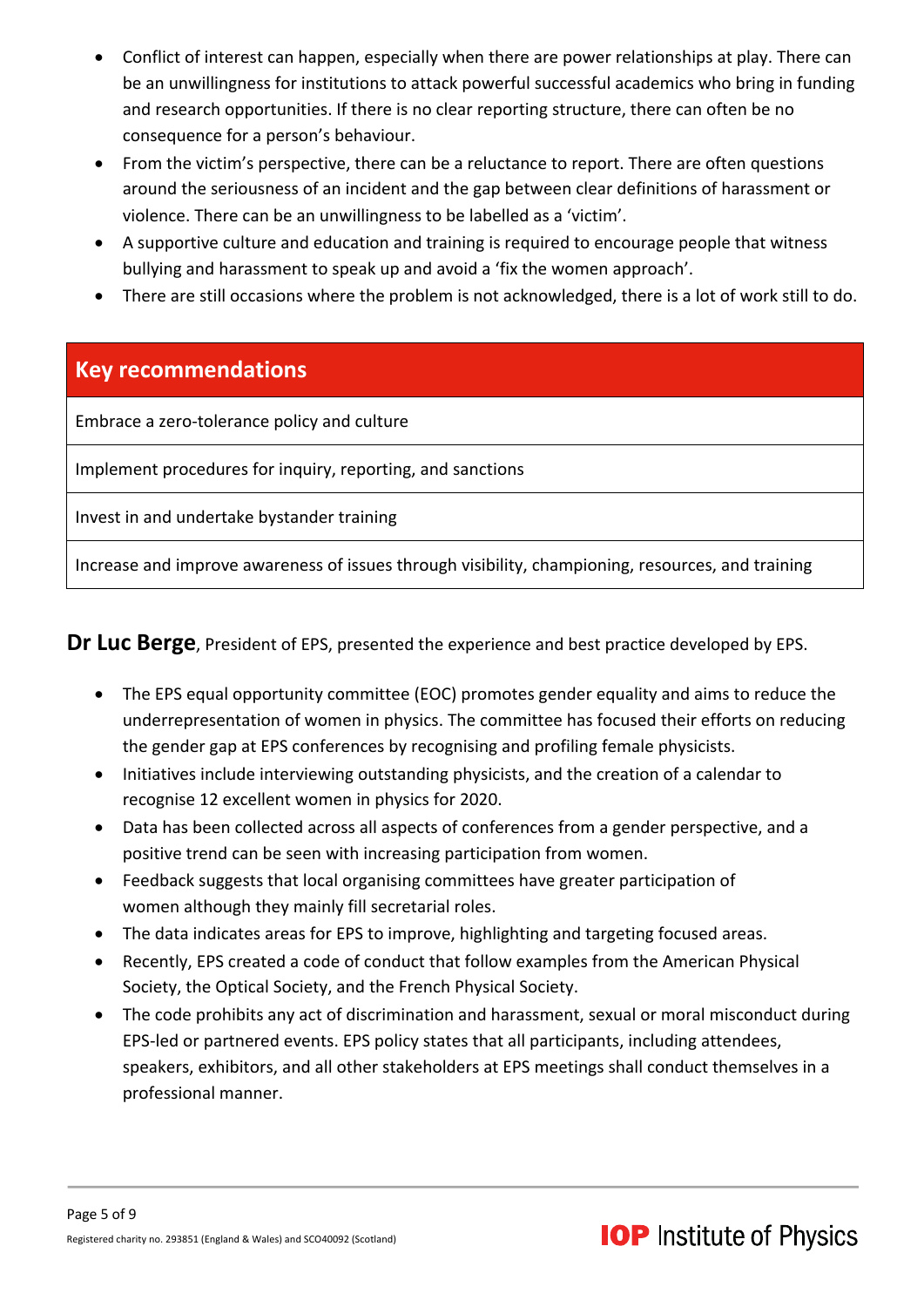- Conflict of interest can happen, especially when there are power relationships at play. There can be an unwillingness for institutions to attack powerful successful academics who bring in funding and research opportunities. If there is no clear reporting structure, there can often be no consequence for a person's behaviour.
- From the victim's perspective, there can be a reluctance to report. There are often questions around the seriousness of an incident and the gap between clear definitions of harassment or violence. There can be an unwillingness to be labelled as a 'victim'.
- A supportive culture and education and training is required to encourage people that witness bullying and harassment to speak up and avoid a 'fix the women approach'.
- There are still occasions where the problem is not acknowledged, there is a lot of work still to do.

| Key recommendations |
| --- |
| Embrace a zero-tolerance policy and culture |
| Implement procedures for inquiry, reporting, and sanctions |
| Invest in and undertake bystander training |
| Increase and improve awareness of issues through visibility, championing, resources, and training |

**Dr Luc Berge**, President of EPS, presented the experience and best practice developed by EPS.

- The EPS equal opportunity committee (EOC) promotes gender equality and aims to reduce the underrepresentation of women in physics. The committee has focused their efforts on reducing the gender gap at EPS conferences by recognising and profiling female physicists.
- Initiatives include interviewing outstanding physicists, and the creation of a calendar to recognise 12 excellent women in physics for 2020.
- Data has been collected across all aspects of conferences from a gender perspective, and a positive trend can be seen with increasing participation from women.
- Feedback suggests that local organising committees have greater participation of women although they mainly fill secretarial roles.
- The data indicates areas for EPS to improve, highlighting and targeting focused areas.
- Recently, EPS created a code of conduct that follow examples from the American Physical Society, the Optical Society, and the French Physical Society.
- The code prohibits any act of discrimination and harassment, sexual or moral misconduct during EPS-led or partnered events. EPS policy states that all participants, including attendees, speakers, exhibitors, and all other stakeholders at EPS meetings shall conduct themselves in a professional manner.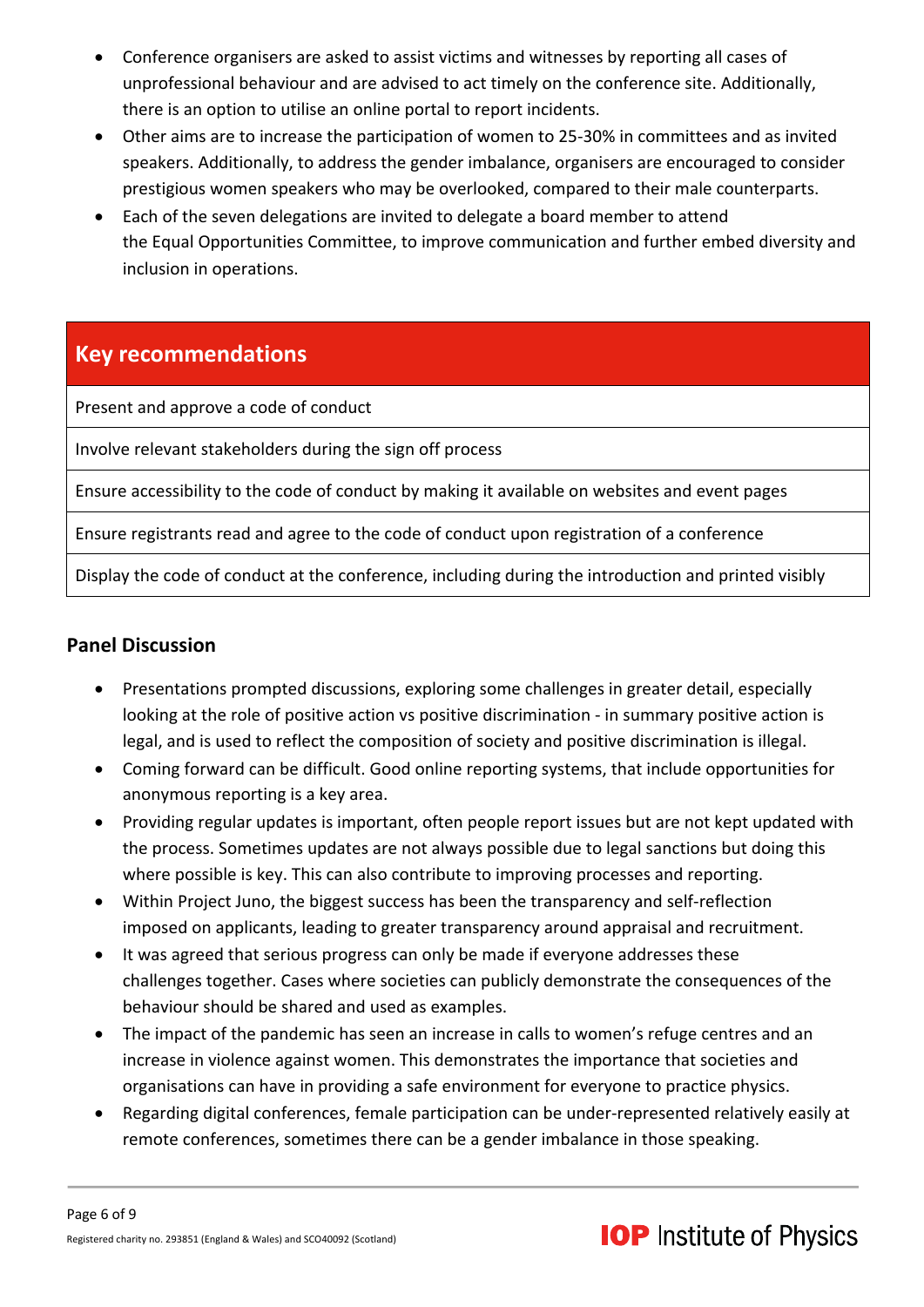- Conference organisers are asked to assist victims and witnesses by reporting all cases of unprofessional behaviour and are advised to act timely on the conference site. Additionally, there is an option to utilise an online portal to report incidents.
- Other aims are to increase the participation of women to 25-30% in committees and as invited speakers. Additionally, to address the gender imbalance, organisers are encouraged to consider prestigious women speakers who may be overlooked, compared to their male counterparts.
- Each of the seven delegations are invited to delegate a board member to attend the Equal Opportunities Committee, to improve communication and further embed diversity and inclusion in operations.

| Key recommendations |
|---|
| Present and approve a code of conduct |
| Involve relevant stakeholders during the sign off process |
| Ensure accessibility to the code of conduct by making it available on websites and event pages |
| Ensure registrants read and agree to the code of conduct upon registration of a conference |
| Display the code of conduct at the conference, including during the introduction and printed visibly |

### Panel Discussion

- Presentations prompted discussions, exploring some challenges in greater detail, especially looking at the role of positive action vs positive discrimination - in summary positive action is legal, and is used to reflect the composition of society and positive discrimination is illegal.
- Coming forward can be difficult. Good online reporting systems, that include opportunities for anonymous reporting is a key area.
- Providing regular updates is important, often people report issues but are not kept updated with the process. Sometimes updates are not always possible due to legal sanctions but doing this where possible is key. This can also contribute to improving processes and reporting.
- Within Project Juno, the biggest success has been the transparency and self-reflection imposed on applicants, leading to greater transparency around appraisal and recruitment.
- It was agreed that serious progress can only be made if everyone addresses these challenges together. Cases where societies can publicly demonstrate the consequences of the behaviour should be shared and used as examples.
- The impact of the pandemic has seen an increase in calls to women's refuge centres and an increase in violence against women. This demonstrates the importance that societies and organisations can have in providing a safe environment for everyone to practice physics.
- Regarding digital conferences, female participation can be under-represented relatively easily at remote conferences, sometimes there can be a gender imbalance in those speaking.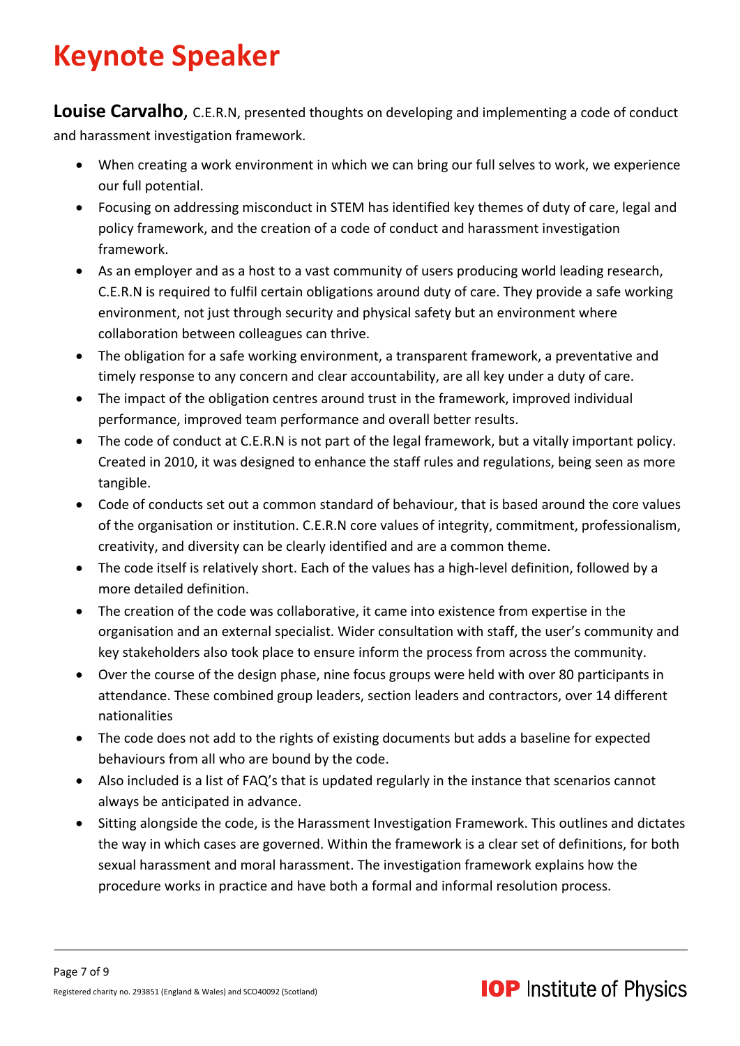# Keynote Speaker

**Louise Carvalho,** C.E.R.N, presented thoughts on developing and implementing a code of conduct and harassment investigation framework.

- When creating a work environment in which we can bring our full selves to work, we experience our full potential.
- Focusing on addressing misconduct in STEM has identified key themes of duty of care, legal and policy framework, and the creation of a code of conduct and harassment investigation framework.
- As an employer and as a host to a vast community of users producing world leading research, C.E.R.N is required to fulfil certain obligations around duty of care. They provide a safe working environment, not just through security and physical safety but an environment where collaboration between colleagues can thrive.
- The obligation for a safe working environment, a transparent framework, a preventative and timely response to any concern and clear accountability, are all key under a duty of care.
- The impact of the obligation centres around trust in the framework, improved individual performance, improved team performance and overall better results.
- The code of conduct at C.E.R.N is not part of the legal framework, but a vitally important policy. Created in 2010, it was designed to enhance the staff rules and regulations, being seen as more tangible.
- Code of conducts set out a common standard of behaviour, that is based around the core values of the organisation or institution. C.E.R.N core values of integrity, commitment, professionalism, creativity, and diversity can be clearly identified and are a common theme.
- The code itself is relatively short. Each of the values has a high-level definition, followed by a more detailed definition.
- The creation of the code was collaborative, it came into existence from expertise in the organisation and an external specialist. Wider consultation with staff, the user's community and key stakeholders also took place to ensure inform the process from across the community.
- Over the course of the design phase, nine focus groups were held with over 80 participants in attendance. These combined group leaders, section leaders and contractors, over 14 different nationalities
- The code does not add to the rights of existing documents but adds a baseline for expected behaviours from all who are bound by the code.
- Also included is a list of FAQ's that is updated regularly in the instance that scenarios cannot always be anticipated in advance.
- Sitting alongside the code, is the Harassment Investigation Framework. This outlines and dictates the way in which cases are governed. Within the framework is a clear set of definitions, for both sexual harassment and moral harassment. The investigation framework explains how the procedure works in practice and have both a formal and informal resolution process.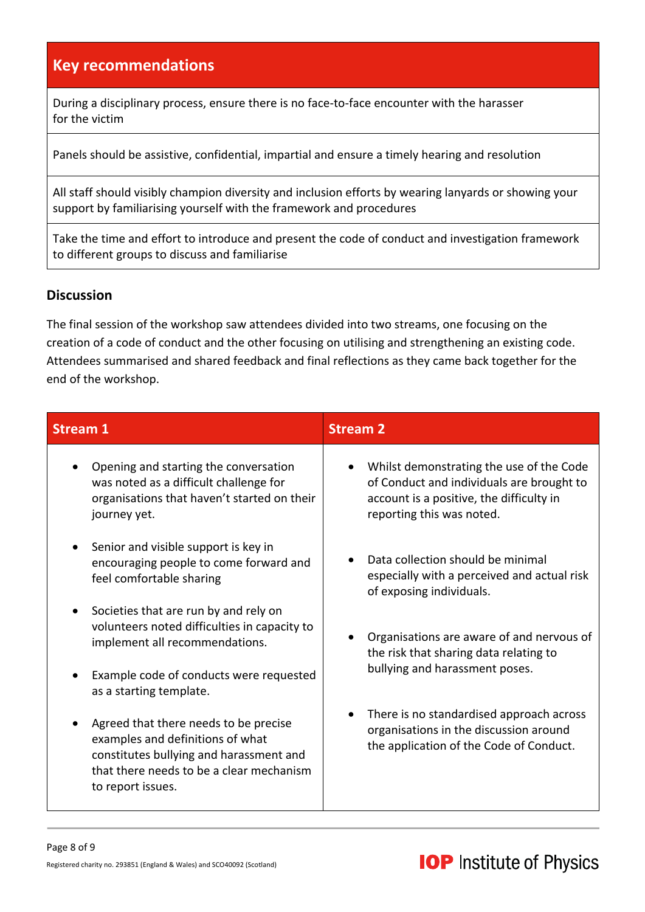| Key recommendations |
|---|
| During a disciplinary process, ensure there is no face-to-face encounter with the harasser for the victim |
| Panels should be assistive, confidential, impartial and ensure a timely hearing and resolution |
| All staff should visibly champion diversity and inclusion efforts by wearing lanyards or showing your support by familiarising yourself with the framework and procedures |
| Take the time and effort to introduce and present the code of conduct and investigation framework to different groups to discuss and familiarise |

## Discussion

The final session of the workshop saw attendees divided into two streams, one focusing on the creation of a code of conduct and the other focusing on utilising and strengthening an existing code. Attendees summarised and shared feedback and final reflections as they came back together for the end of the workshop.

| Stream 1 | Stream 2 |
|---|---|
| • Opening and starting the conversation was noted as a difficult challenge for organisations that haven't started on their journey yet.<br><br>• Senior and visible support is key in encouraging people to come forward and feel comfortable sharing<br><br>• Societies that are run by and rely on volunteers noted difficulties in capacity to implement all recommendations.<br><br>• Example code of conducts were requested as a starting template.<br><br>• Agreed that there needs to be precise examples and definitions of what constitutes bullying and harassment and that there needs to be a clear mechanism to report issues. | • Whilst demonstrating the use of the Code of Conduct and individuals are brought to account is a positive, the difficulty in reporting this was noted.<br><br>• Data collection should be minimal especially with a perceived and actual risk of exposing individuals.<br><br>• Organisations are aware of and nervous of the risk that sharing data relating to bullying and harassment poses.<br><br>• There is no standardised approach across organisations in the discussion around the application of the Code of Conduct. |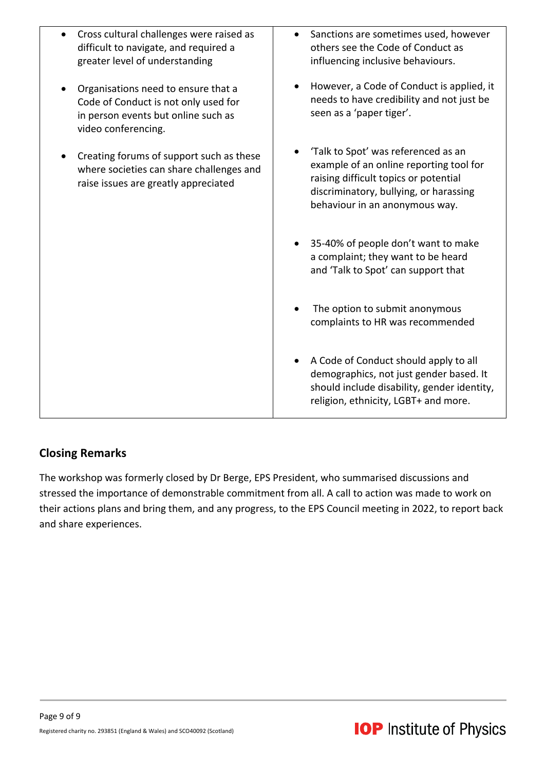| | |
|---|---|
| • Cross cultural challenges were raised as difficult to navigate, and required a greater level of understanding<br><br>• Organisations need to ensure that a Code of Conduct is not only used for in person events but online such as video conferencing.<br><br>• Creating forums of support such as these where societies can share challenges and raise issues are greatly appreciated | • Sanctions are sometimes used, however others see the Code of Conduct as influencing inclusive behaviours.<br><br>• However, a Code of Conduct is applied, it needs to have credibility and not just be seen as a 'paper tiger'.<br><br>• 'Talk to Spot' was referenced as an example of an online reporting tool for raising difficult topics or potential discriminatory, bullying, or harassing behaviour in an anonymous way.<br><br>• 35-40% of people don't want to make a complaint; they want to be heard and 'Talk to Spot' can support that<br><br>• The option to submit anonymous complaints to HR was recommended<br><br>• A Code of Conduct should apply to all demographics, not just gender based. It should include disability, gender identity, religion, ethnicity, LGBT+ and more. |

## Closing Remarks

The workshop was formerly closed by Dr Berge, EPS President, who summarised discussions and stressed the importance of demonstrable commitment from all. A call to action was made to work on their actions plans and bring them, and any progress, to the EPS Council meeting in 2022, to report back and share experiences.